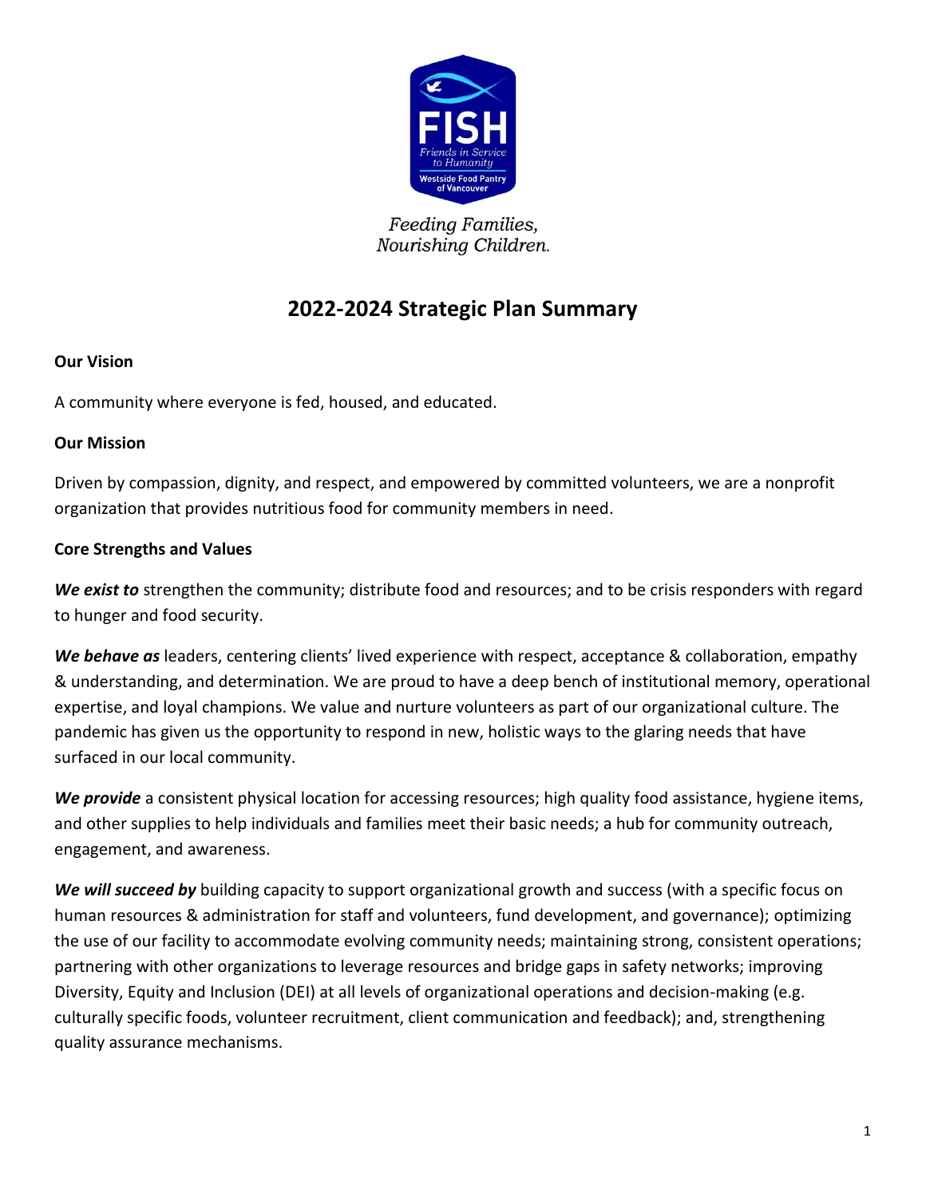Feeding Families,
Nourishing Children.

# 2022-2024 Strategic Plan Summary

**Our Vision**

A community where everyone is fed, housed, and educated.

**Our Mission**

Driven by compassion, dignity, and respect, and empowered by committed volunteers, we are a nonprofit organization that provides nutritious food for community members in need.

**Core Strengths and Values**

***We exist to*** strengthen the community; distribute food and resources; and to be crisis responders with regard to hunger and food security.

***We behave as*** leaders, centering clients' lived experience with respect, acceptance & collaboration, empathy & understanding, and determination. We are proud to have a deep bench of institutional memory, operational expertise, and loyal champions. We value and nurture volunteers as part of our organizational culture. The pandemic has given us the opportunity to respond in new, holistic ways to the glaring needs that have surfaced in our local community.

***We provide*** a consistent physical location for accessing resources; high quality food assistance, hygiene items, and other supplies to help individuals and families meet their basic needs; a hub for community outreach, engagement, and awareness.

***We will succeed by*** building capacity to support organizational growth and success (with a specific focus on human resources & administration for staff and volunteers, fund development, and governance); optimizing the use of our facility to accommodate evolving community needs; maintaining strong, consistent operations; partnering with other organizations to leverage resources and bridge gaps in safety networks; improving Diversity, Equity and Inclusion (DEI) at all levels of organizational operations and decision-making (e.g. culturally specific foods, volunteer recruitment, client communication and feedback); and, strengthening quality assurance mechanisms.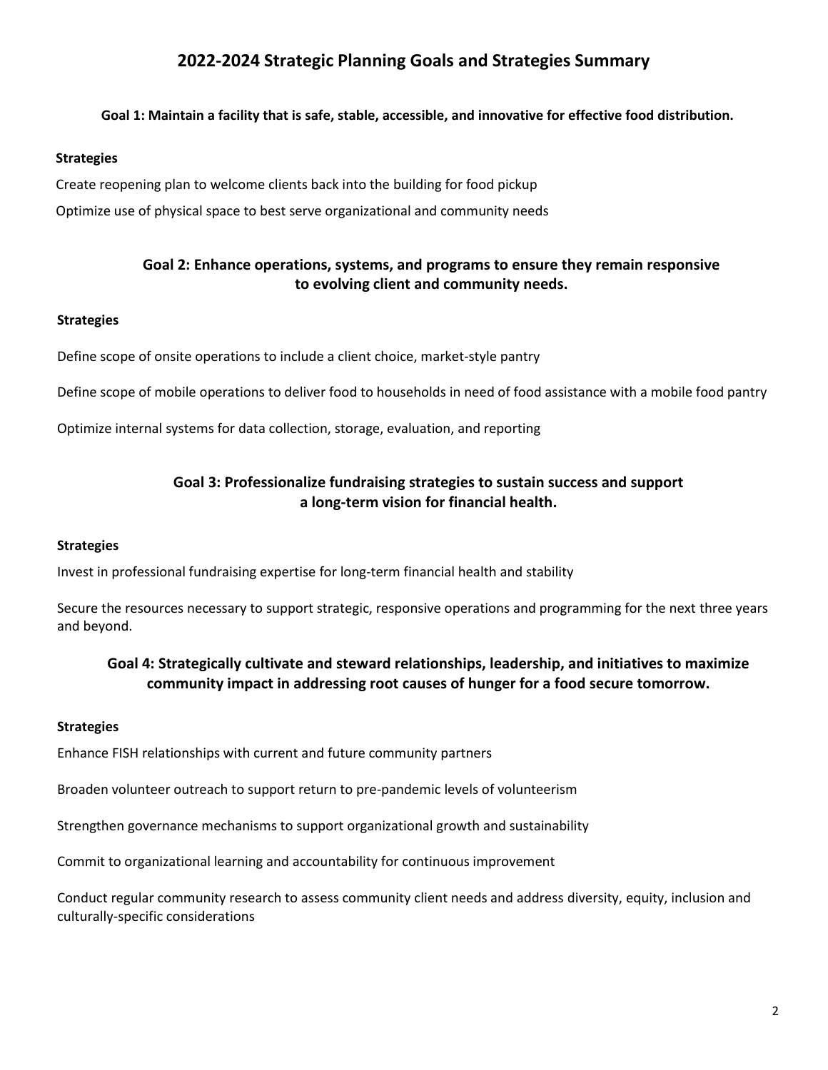# 2022-2024 Strategic Planning Goals and Strategies Summary

### Goal 1: Maintain a facility that is safe, stable, accessible, and innovative for effective food distribution.

**Strategies**

Create reopening plan to welcome clients back into the building for food pickup

Optimize use of physical space to best serve organizational and community needs

### Goal 2: Enhance operations, systems, and programs to ensure they remain responsive to evolving client and community needs.

**Strategies**

Define scope of onsite operations to include a client choice, market-style pantry

Define scope of mobile operations to deliver food to households in need of food assistance with a mobile food pantry

Optimize internal systems for data collection, storage, evaluation, and reporting

### Goal 3: Professionalize fundraising strategies to sustain success and support a long-term vision for financial health.

**Strategies**

Invest in professional fundraising expertise for long-term financial health and stability

Secure the resources necessary to support strategic, responsive operations and programming for the next three years and beyond.

### Goal 4: Strategically cultivate and steward relationships, leadership, and initiatives to maximize community impact in addressing root causes of hunger for a food secure tomorrow.

**Strategies**

Enhance FISH relationships with current and future community partners

Broaden volunteer outreach to support return to pre-pandemic levels of volunteerism

Strengthen governance mechanisms to support organizational growth and sustainability

Commit to organizational learning and accountability for continuous improvement

Conduct regular community research to assess community client needs and address diversity, equity, inclusion and culturally-specific considerations